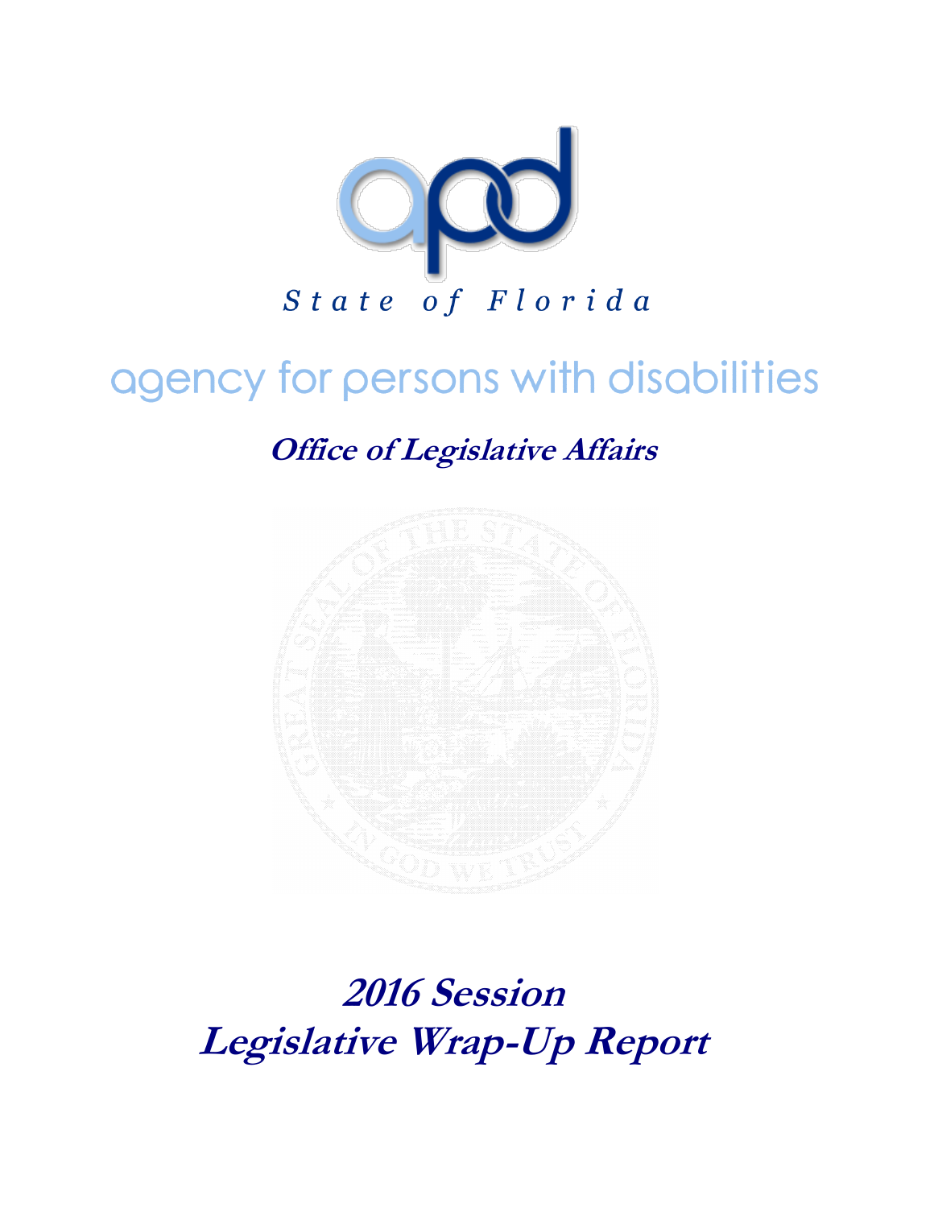apd

*State of Florida*

# agency for persons with disabilities

## *Office of Legislative Affairs*

# *2016 Session*
# *Legislative Wrap-Up Report*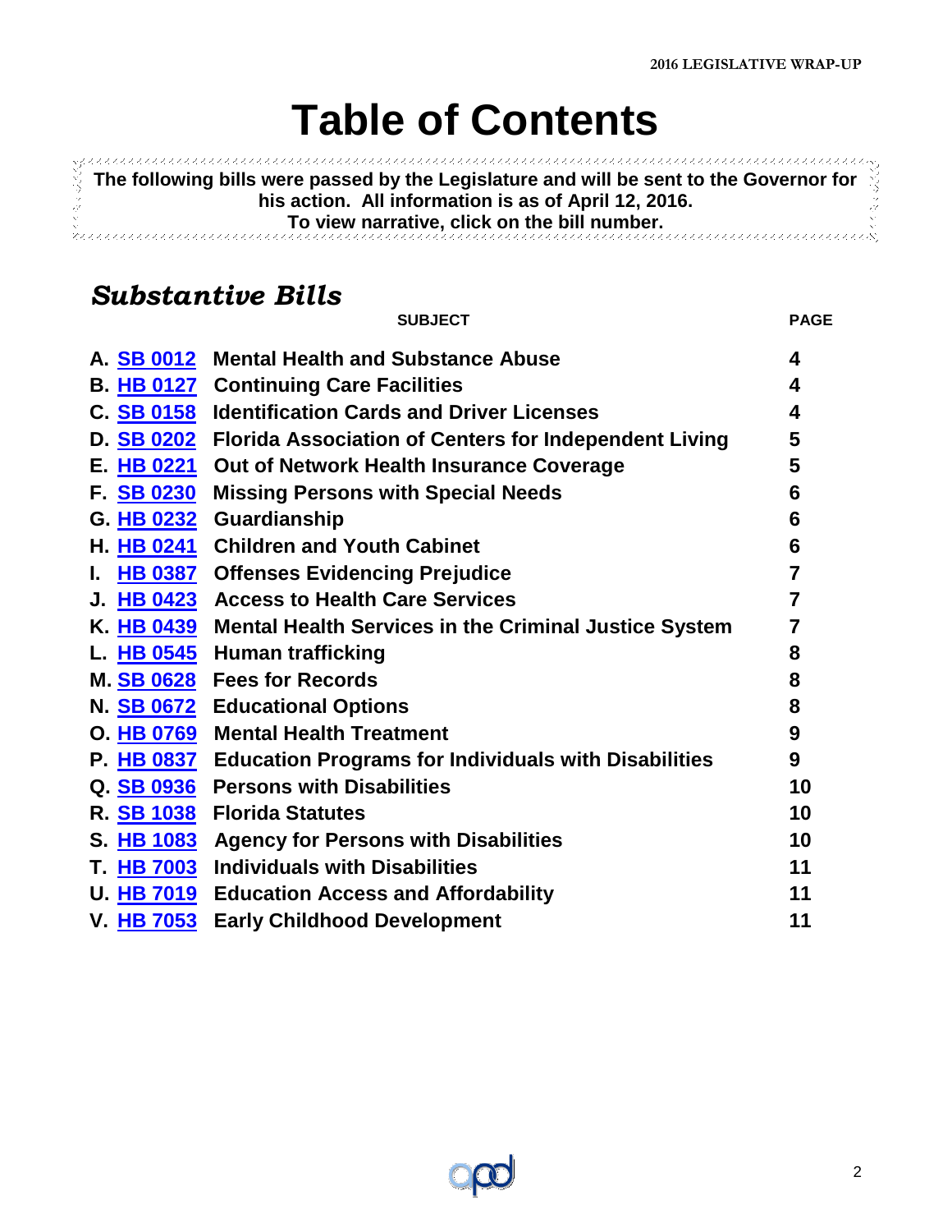# Table of Contents

**The following bills were passed by the Legislature and will be sent to the Governor for his action. All information is as of April 12, 2016.**
**To view narrative, click on the bill number.**

## *Substantive Bills*

| | | SUBJECT | PAGE |
|---|---|---|---|
| A. | SB 0012 | Mental Health and Substance Abuse | 4 |
| B. | HB 0127 | Continuing Care Facilities | 4 |
| C. | SB 0158 | Identification Cards and Driver Licenses | 4 |
| D. | SB 0202 | Florida Association of Centers for Independent Living | 5 |
| E. | HB 0221 | Out of Network Health Insurance Coverage | 5 |
| F. | SB 0230 | Missing Persons with Special Needs | 6 |
| G. | HB 0232 | Guardianship | 6 |
| H. | HB 0241 | Children and Youth Cabinet | 6 |
| I. | HB 0387 | Offenses Evidencing Prejudice | 7 |
| J. | HB 0423 | Access to Health Care Services | 7 |
| K. | HB 0439 | Mental Health Services in the Criminal Justice System | 7 |
| L. | HB 0545 | Human trafficking | 8 |
| M. | SB 0628 | Fees for Records | 8 |
| N. | SB 0672 | Educational Options | 8 |
| O. | HB 0769 | Mental Health Treatment | 9 |
| P. | HB 0837 | Education Programs for Individuals with Disabilities | 9 |
| Q. | SB 0936 | Persons with Disabilities | 10 |
| R. | SB 1038 | Florida Statutes | 10 |
| S. | HB 1083 | Agency for Persons with Disabilities | 10 |
| T. | HB 7003 | Individuals with Disabilities | 11 |
| U. | HB 7019 | Education Access and Affordability | 11 |
| V. | HB 7053 | Early Childhood Development | 11 |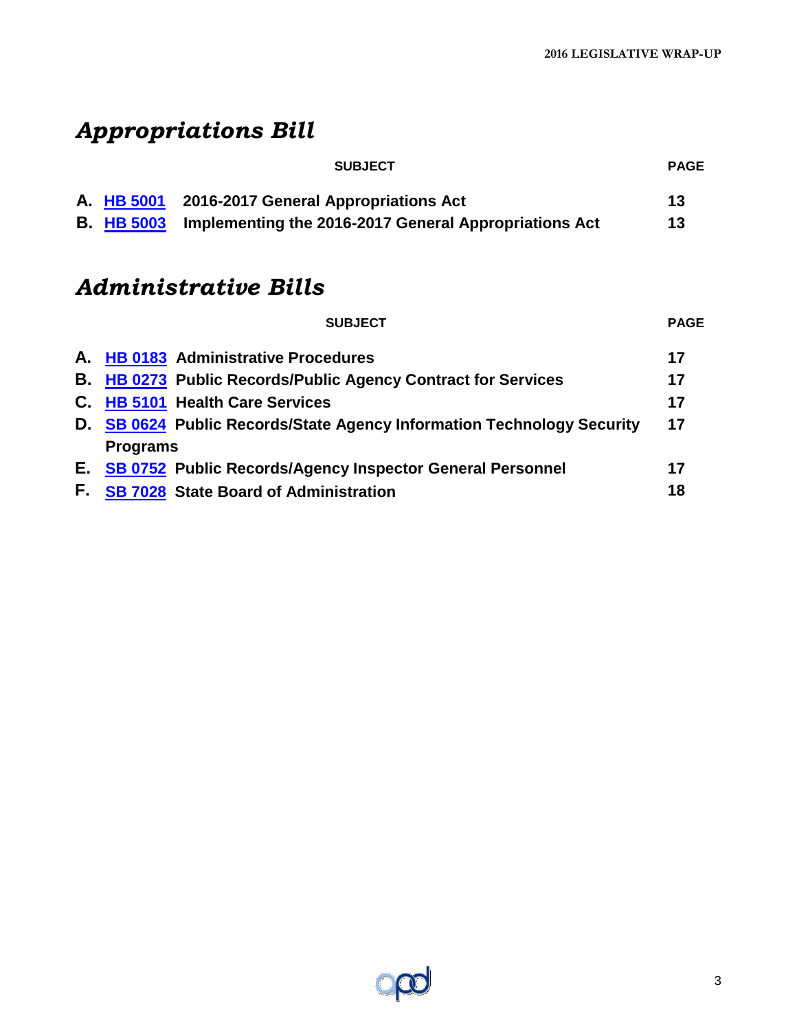## *Appropriations Bill*

| | | SUBJECT | PAGE |
|---|---|---|---|
| A. | HB 5001 | 2016-2017 General Appropriations Act | 13 |
| B. | HB 5003 | Implementing the 2016-2017 General Appropriations Act | 13 |

## *Administrative Bills*

| | | SUBJECT | PAGE |
|---|---|---|---|
| A. | HB 0183 | Administrative Procedures | 17 |
| B. | HB 0273 | Public Records/Public Agency Contract for Services | 17 |
| C. | HB 5101 | Health Care Services | 17 |
| D. | SB 0624 | Public Records/State Agency Information Technology Security Programs | 17 |
| E. | SB 0752 | Public Records/Agency Inspector General Personnel | 17 |
| F. | SB 7028 | State Board of Administration | 18 |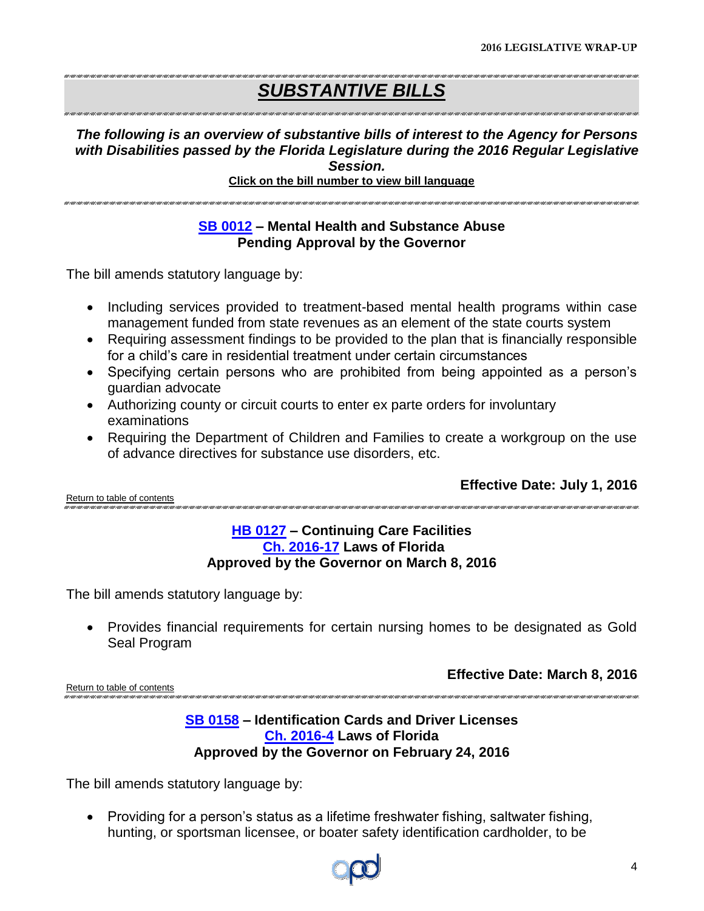# *SUBSTANTIVE BILLS*

***The following is an overview of substantive bills of interest to the Agency for Persons with Disabilities passed by the Florida Legislature during the 2016 Regular Legislative Session.***

**Click on the bill number to view bill language**

### SB 0012 – Mental Health and Substance Abuse
### Pending Approval by the Governor

The bill amends statutory language by:

- Including services provided to treatment-based mental health programs within case management funded from state revenues as an element of the state courts system
- Requiring assessment findings to be provided to the plan that is financially responsible for a child's care in residential treatment under certain circumstances
- Specifying certain persons who are prohibited from being appointed as a person's guardian advocate
- Authorizing county or circuit courts to enter ex parte orders for involuntary examinations
- Requiring the Department of Children and Families to create a workgroup on the use of advance directives for substance use disorders, etc.

**Effective Date: July 1, 2016**

Return to table of contents

### HB 0127 – Continuing Care Facilities
### Ch. 2016-17 Laws of Florida
### Approved by the Governor on March 8, 2016

The bill amends statutory language by:

- Provides financial requirements for certain nursing homes to be designated as Gold Seal Program

**Effective Date: March 8, 2016**

Return to table of contents

### SB 0158 – Identification Cards and Driver Licenses
### Ch. 2016-4 Laws of Florida
### Approved by the Governor on February 24, 2016

The bill amends statutory language by:

- Providing for a person's status as a lifetime freshwater fishing, saltwater fishing, hunting, or sportsman licensee, or boater safety identification cardholder, to be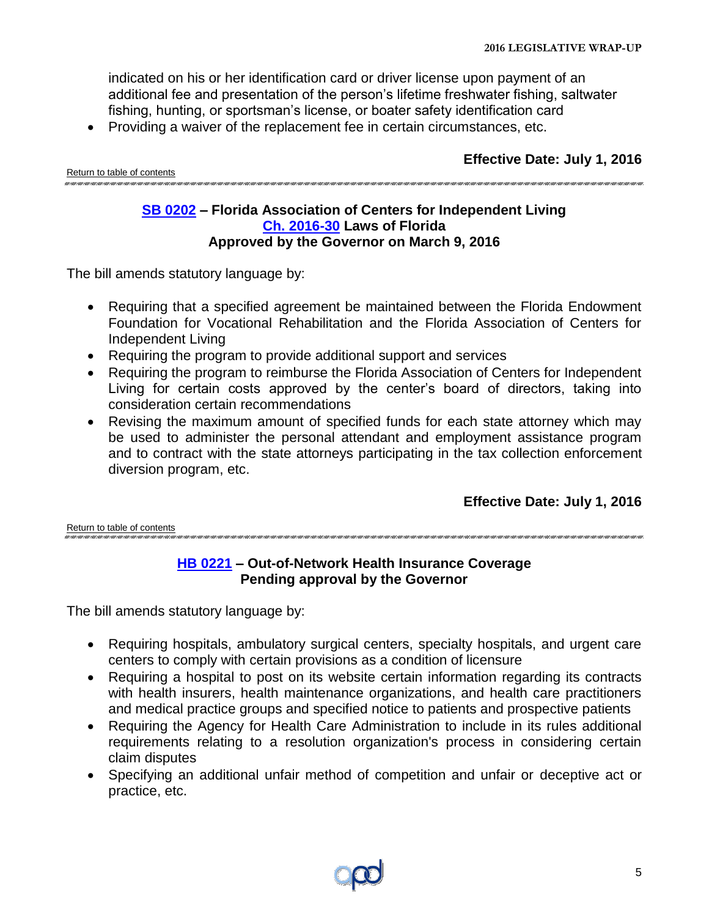indicated on his or her identification card or driver license upon payment of an additional fee and presentation of the person's lifetime freshwater fishing, saltwater fishing, hunting, or sportsman's license, or boater safety identification card

- Providing a waiver of the replacement fee in certain circumstances, etc.

**Effective Date: July 1, 2016**

Return to table of contents

### SB 0202 – Florida Association of Centers for Independent Living
### Ch. 2016-30 Laws of Florida
### Approved by the Governor on March 9, 2016

The bill amends statutory language by:

- Requiring that a specified agreement be maintained between the Florida Endowment Foundation for Vocational Rehabilitation and the Florida Association of Centers for Independent Living
- Requiring the program to provide additional support and services
- Requiring the program to reimburse the Florida Association of Centers for Independent Living for certain costs approved by the center's board of directors, taking into consideration certain recommendations
- Revising the maximum amount of specified funds for each state attorney which may be used to administer the personal attendant and employment assistance program and to contract with the state attorneys participating in the tax collection enforcement diversion program, etc.

**Effective Date: July 1, 2016**

Return to table of contents

### HB 0221 – Out-of-Network Health Insurance Coverage
### Pending approval by the Governor

The bill amends statutory language by:

- Requiring hospitals, ambulatory surgical centers, specialty hospitals, and urgent care centers to comply with certain provisions as a condition of licensure
- Requiring a hospital to post on its website certain information regarding its contracts with health insurers, health maintenance organizations, and health care practitioners and medical practice groups and specified notice to patients and prospective patients
- Requiring the Agency for Health Care Administration to include in its rules additional requirements relating to a resolution organization's process in considering certain claim disputes
- Specifying an additional unfair method of competition and unfair or deceptive act or practice, etc.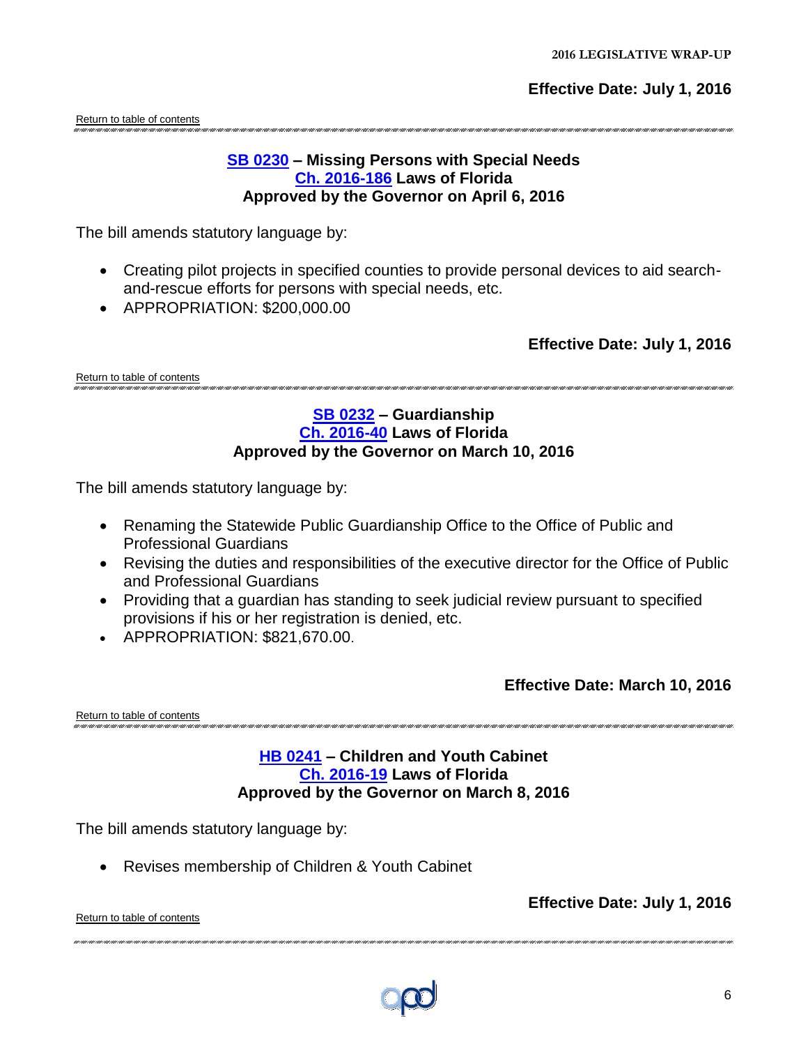**Effective Date: July 1, 2016**

Return to table of contents

### SB 0230 – Missing Persons with Special Needs
### Ch. 2016-186 Laws of Florida
### Approved by the Governor on April 6, 2016

The bill amends statutory language by:

- Creating pilot projects in specified counties to provide personal devices to aid search-and-rescue efforts for persons with special needs, etc.
- APPROPRIATION: $200,000.00

**Effective Date: July 1, 2016**

Return to table of contents

### SB 0232 – Guardianship
### Ch. 2016-40 Laws of Florida
### Approved by the Governor on March 10, 2016

The bill amends statutory language by:

- Renaming the Statewide Public Guardianship Office to the Office of Public and Professional Guardians
- Revising the duties and responsibilities of the executive director for the Office of Public and Professional Guardians
- Providing that a guardian has standing to seek judicial review pursuant to specified provisions if his or her registration is denied, etc.
- APPROPRIATION: $821,670.00.

**Effective Date: March 10, 2016**

Return to table of contents

### HB 0241 – Children and Youth Cabinet
### Ch. 2016-19 Laws of Florida
### Approved by the Governor on March 8, 2016

The bill amends statutory language by:

- Revises membership of Children & Youth Cabinet

**Effective Date: July 1, 2016**

Return to table of contents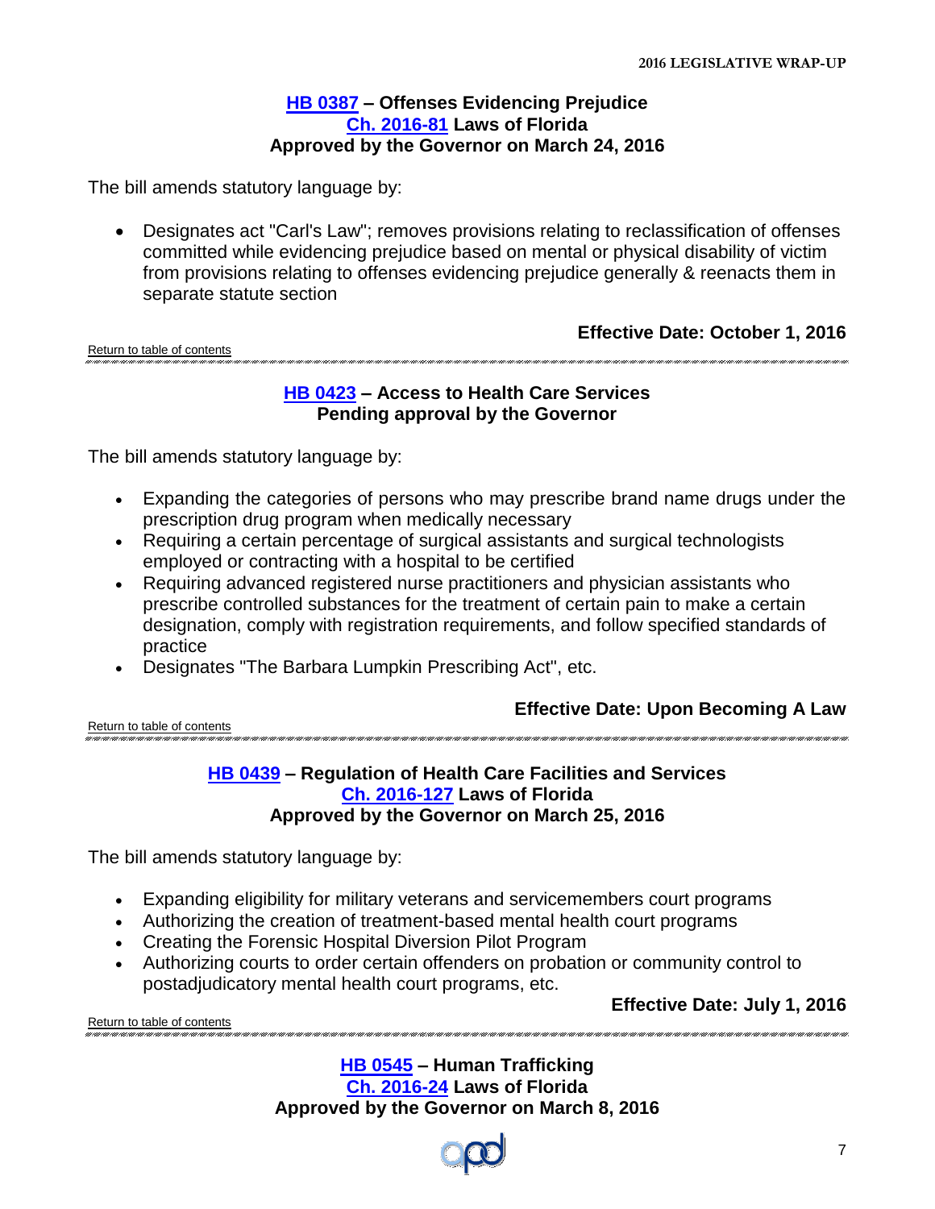### HB 0387 – Offenses Evidencing Prejudice
### Ch. 2016-81 Laws of Florida
### Approved by the Governor on March 24, 2016

The bill amends statutory language by:

- Designates act "Carl's Law"; removes provisions relating to reclassification of offenses committed while evidencing prejudice based on mental or physical disability of victim from provisions relating to offenses evidencing prejudice generally & reenacts them in separate statute section

**Effective Date: October 1, 2016**

Return to table of contents

---

### HB 0423 – Access to Health Care Services
### Pending approval by the Governor

The bill amends statutory language by:

- Expanding the categories of persons who may prescribe brand name drugs under the prescription drug program when medically necessary
- Requiring a certain percentage of surgical assistants and surgical technologists employed or contracting with a hospital to be certified
- Requiring advanced registered nurse practitioners and physician assistants who prescribe controlled substances for the treatment of certain pain to make a certain designation, comply with registration requirements, and follow specified standards of practice
- Designates "The Barbara Lumpkin Prescribing Act", etc.

**Effective Date: Upon Becoming A Law**

Return to table of contents

---

### HB 0439 – Regulation of Health Care Facilities and Services
### Ch. 2016-127 Laws of Florida
### Approved by the Governor on March 25, 2016

The bill amends statutory language by:

- Expanding eligibility for military veterans and servicemembers court programs
- Authorizing the creation of treatment-based mental health court programs
- Creating the Forensic Hospital Diversion Pilot Program
- Authorizing courts to order certain offenders on probation or community control to postadjudicatory mental health court programs, etc.

**Effective Date: July 1, 2016**

Return to table of contents

---

### HB 0545 – Human Trafficking
### Ch. 2016-24 Laws of Florida
### Approved by the Governor on March 8, 2016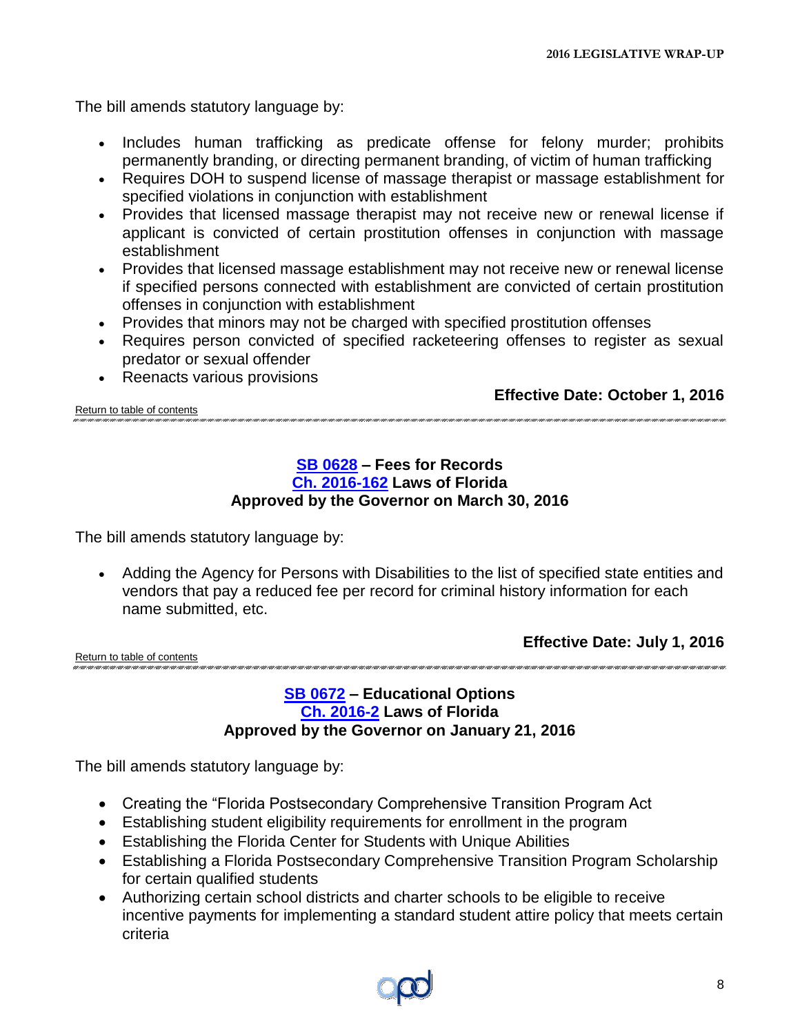The bill amends statutory language by:

- Includes human trafficking as predicate offense for felony murder; prohibits permanently branding, or directing permanent branding, of victim of human trafficking
- Requires DOH to suspend license of massage therapist or massage establishment for specified violations in conjunction with establishment
- Provides that licensed massage therapist may not receive new or renewal license if applicant is convicted of certain prostitution offenses in conjunction with massage establishment
- Provides that licensed massage establishment may not receive new or renewal license if specified persons connected with establishment are convicted of certain prostitution offenses in conjunction with establishment
- Provides that minors may not be charged with specified prostitution offenses
- Requires person convicted of specified racketeering offenses to register as sexual predator or sexual offender
- Reenacts various provisions

**Effective Date: October 1, 2016**

Return to table of contents

---

### SB 0628 – Fees for Records
### Ch. 2016-162 Laws of Florida
### Approved by the Governor on March 30, 2016

The bill amends statutory language by:

- Adding the Agency for Persons with Disabilities to the list of specified state entities and vendors that pay a reduced fee per record for criminal history information for each name submitted, etc.

**Effective Date: July 1, 2016**

Return to table of contents

---

### SB 0672 – Educational Options
### Ch. 2016-2 Laws of Florida
### Approved by the Governor on January 21, 2016

The bill amends statutory language by:

- Creating the "Florida Postsecondary Comprehensive Transition Program Act
- Establishing student eligibility requirements for enrollment in the program
- Establishing the Florida Center for Students with Unique Abilities
- Establishing a Florida Postsecondary Comprehensive Transition Program Scholarship for certain qualified students
- Authorizing certain school districts and charter schools to be eligible to receive incentive payments for implementing a standard student attire policy that meets certain criteria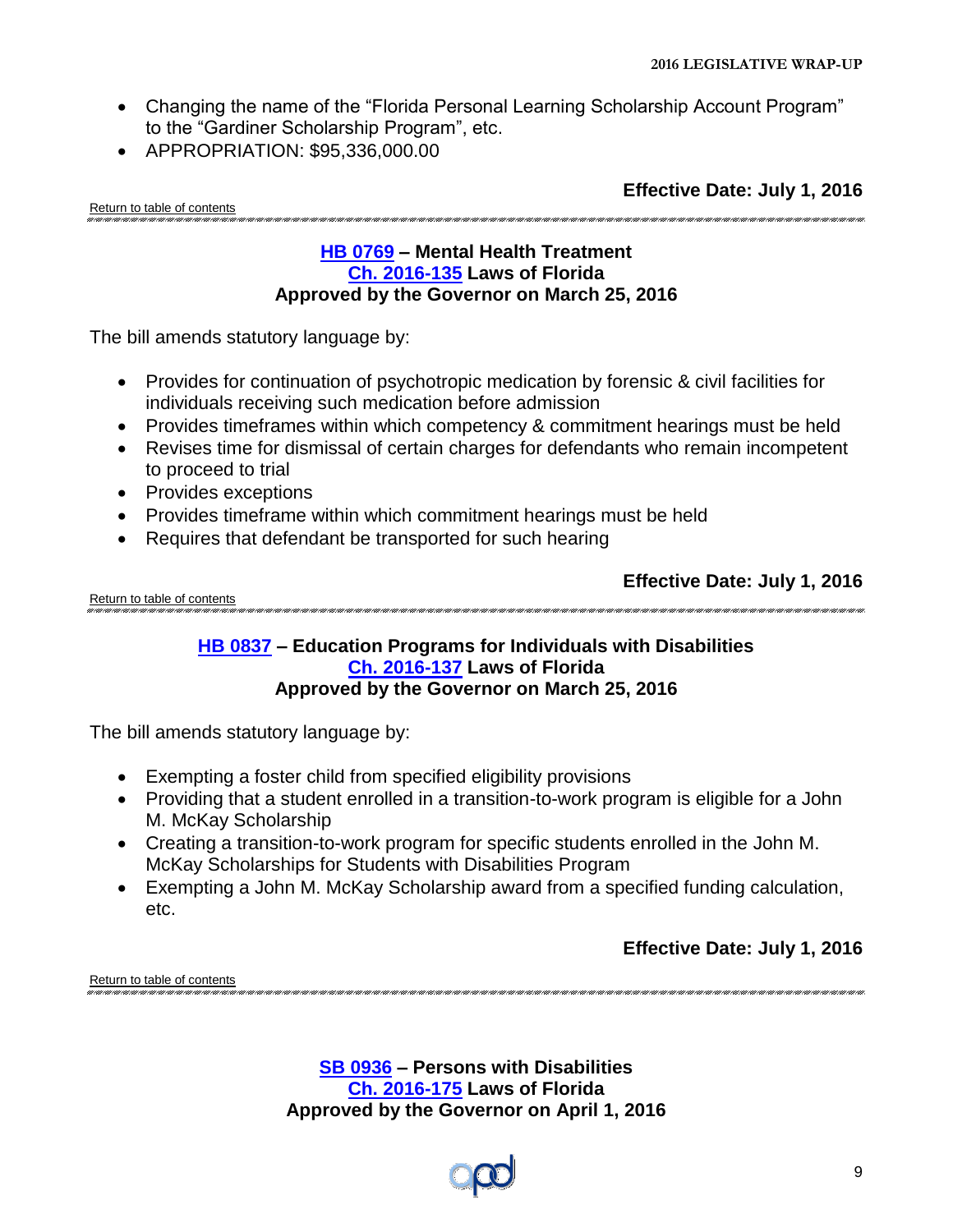- Changing the name of the "Florida Personal Learning Scholarship Account Program" to the "Gardiner Scholarship Program", etc.
- APPROPRIATION: $95,336,000.00

**Effective Date: July 1, 2016**

Return to table of contents

---

**HB 0769 – Mental Health Treatment**
**Ch. 2016-135 Laws of Florida**
**Approved by the Governor on March 25, 2016**

The bill amends statutory language by:

- Provides for continuation of psychotropic medication by forensic & civil facilities for individuals receiving such medication before admission
- Provides timeframes within which competency & commitment hearings must be held
- Revises time for dismissal of certain charges for defendants who remain incompetent to proceed to trial
- Provides exceptions
- Provides timeframe within which commitment hearings must be held
- Requires that defendant be transported for such hearing

**Effective Date: July 1, 2016**

Return to table of contents

---

**HB 0837 – Education Programs for Individuals with Disabilities**
**Ch. 2016-137 Laws of Florida**
**Approved by the Governor on March 25, 2016**

The bill amends statutory language by:

- Exempting a foster child from specified eligibility provisions
- Providing that a student enrolled in a transition-to-work program is eligible for a John M. McKay Scholarship
- Creating a transition-to-work program for specific students enrolled in the John M. McKay Scholarships for Students with Disabilities Program
- Exempting a John M. McKay Scholarship award from a specified funding calculation, etc.

**Effective Date: July 1, 2016**

Return to table of contents

---

**SB 0936 – Persons with Disabilities**
**Ch. 2016-175 Laws of Florida**
**Approved by the Governor on April 1, 2016**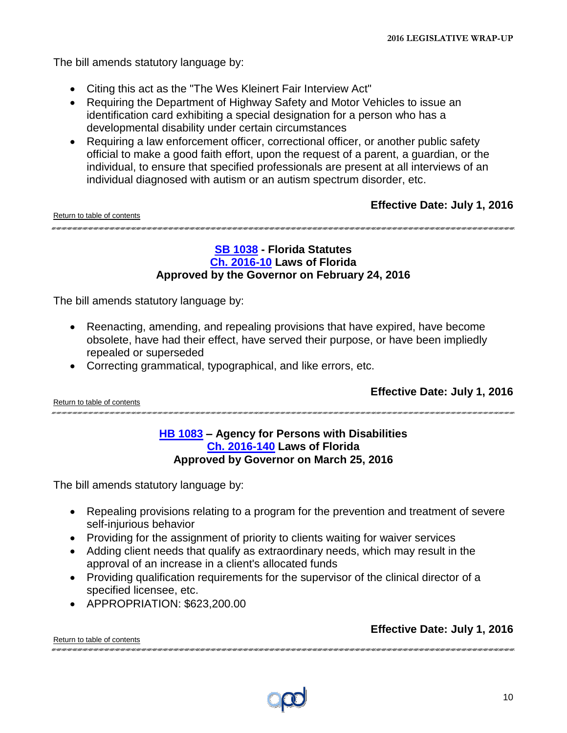The bill amends statutory language by:

- Citing this act as the "The Wes Kleinert Fair Interview Act"
- Requiring the Department of Highway Safety and Motor Vehicles to issue an identification card exhibiting a special designation for a person who has a developmental disability under certain circumstances
- Requiring a law enforcement officer, correctional officer, or another public safety official to make a good faith effort, upon the request of a parent, a guardian, or the individual, to ensure that specified professionals are present at all interviews of an individual diagnosed with autism or an autism spectrum disorder, etc.

**Effective Date: July 1, 2016**

Return to table of contents

### SB 1038 - Florida Statutes
### Ch. 2016-10 Laws of Florida
### Approved by the Governor on February 24, 2016

The bill amends statutory language by:

- Reenacting, amending, and repealing provisions that have expired, have become obsolete, have had their effect, have served their purpose, or have been impliedly repealed or superseded
- Correcting grammatical, typographical, and like errors, etc.

**Effective Date: July 1, 2016**

Return to table of contents

### HB 1083 – Agency for Persons with Disabilities
### Ch. 2016-140 Laws of Florida
### Approved by Governor on March 25, 2016

The bill amends statutory language by:

- Repealing provisions relating to a program for the prevention and treatment of severe self-injurious behavior
- Providing for the assignment of priority to clients waiting for waiver services
- Adding client needs that qualify as extraordinary needs, which may result in the approval of an increase in a client's allocated funds
- Providing qualification requirements for the supervisor of the clinical director of a specified licensee, etc.
- APPROPRIATION: $623,200.00

**Effective Date: July 1, 2016**

Return to table of contents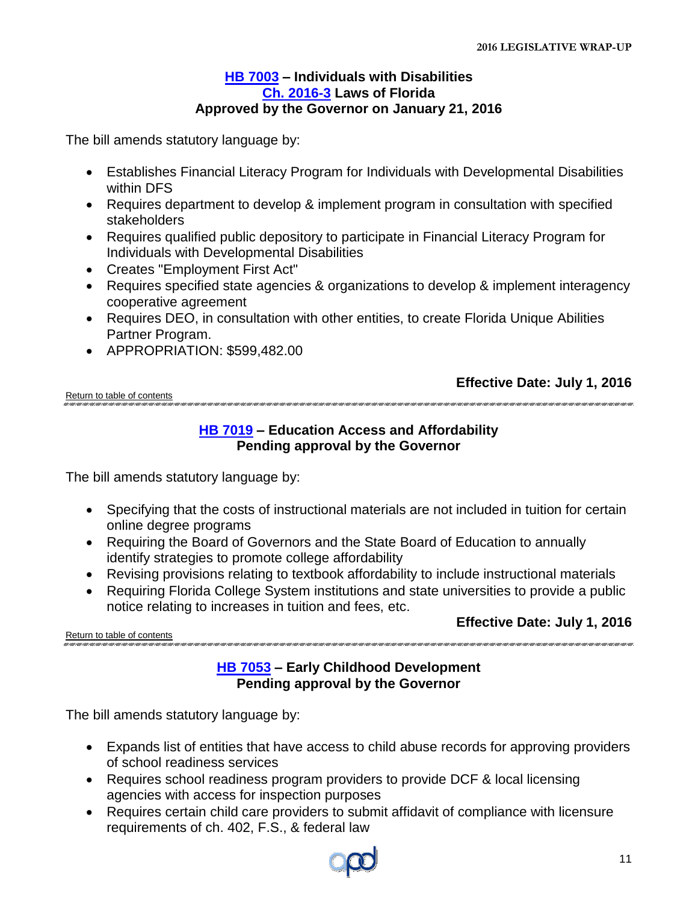### HB 7003 – Individuals with Disabilities
### Ch. 2016-3 Laws of Florida
### Approved by the Governor on January 21, 2016

The bill amends statutory language by:

- Establishes Financial Literacy Program for Individuals with Developmental Disabilities within DFS
- Requires department to develop & implement program in consultation with specified stakeholders
- Requires qualified public depository to participate in Financial Literacy Program for Individuals with Developmental Disabilities
- Creates "Employment First Act"
- Requires specified state agencies & organizations to develop & implement interagency cooperative agreement
- Requires DEO, in consultation with other entities, to create Florida Unique Abilities Partner Program.
- APPROPRIATION: $599,482.00

**Effective Date: July 1, 2016**

Return to table of contents

---

### HB 7019 – Education Access and Affordability
### Pending approval by the Governor

The bill amends statutory language by:

- Specifying that the costs of instructional materials are not included in tuition for certain online degree programs
- Requiring the Board of Governors and the State Board of Education to annually identify strategies to promote college affordability
- Revising provisions relating to textbook affordability to include instructional materials
- Requiring Florida College System institutions and state universities to provide a public notice relating to increases in tuition and fees, etc.

**Effective Date: July 1, 2016**

Return to table of contents

---

### HB 7053 – Early Childhood Development
### Pending approval by the Governor

The bill amends statutory language by:

- Expands list of entities that have access to child abuse records for approving providers of school readiness services
- Requires school readiness program providers to provide DCF & local licensing agencies with access for inspection purposes
- Requires certain child care providers to submit affidavit of compliance with licensure requirements of ch. 402, F.S., & federal law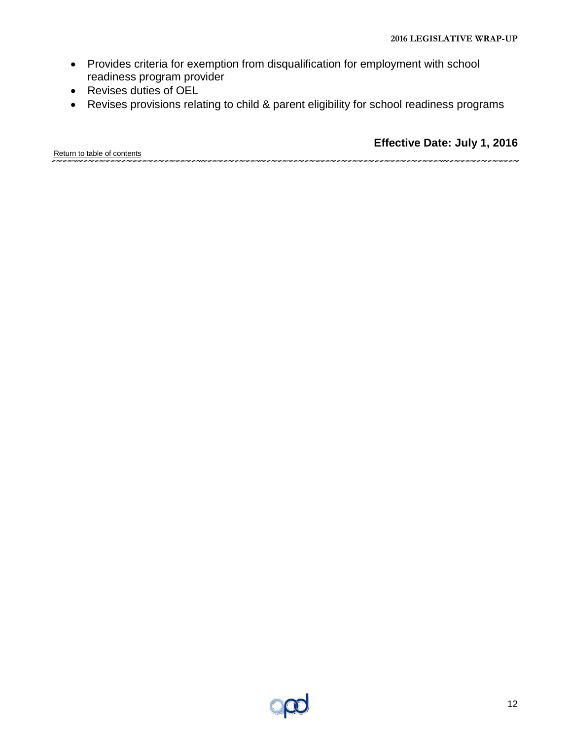- Provides criteria for exemption from disqualification for employment with school readiness program provider
- Revises duties of OEL
- Revises provisions relating to child & parent eligibility for school readiness programs

**Effective Date: July 1, 2016**

Return to table of contents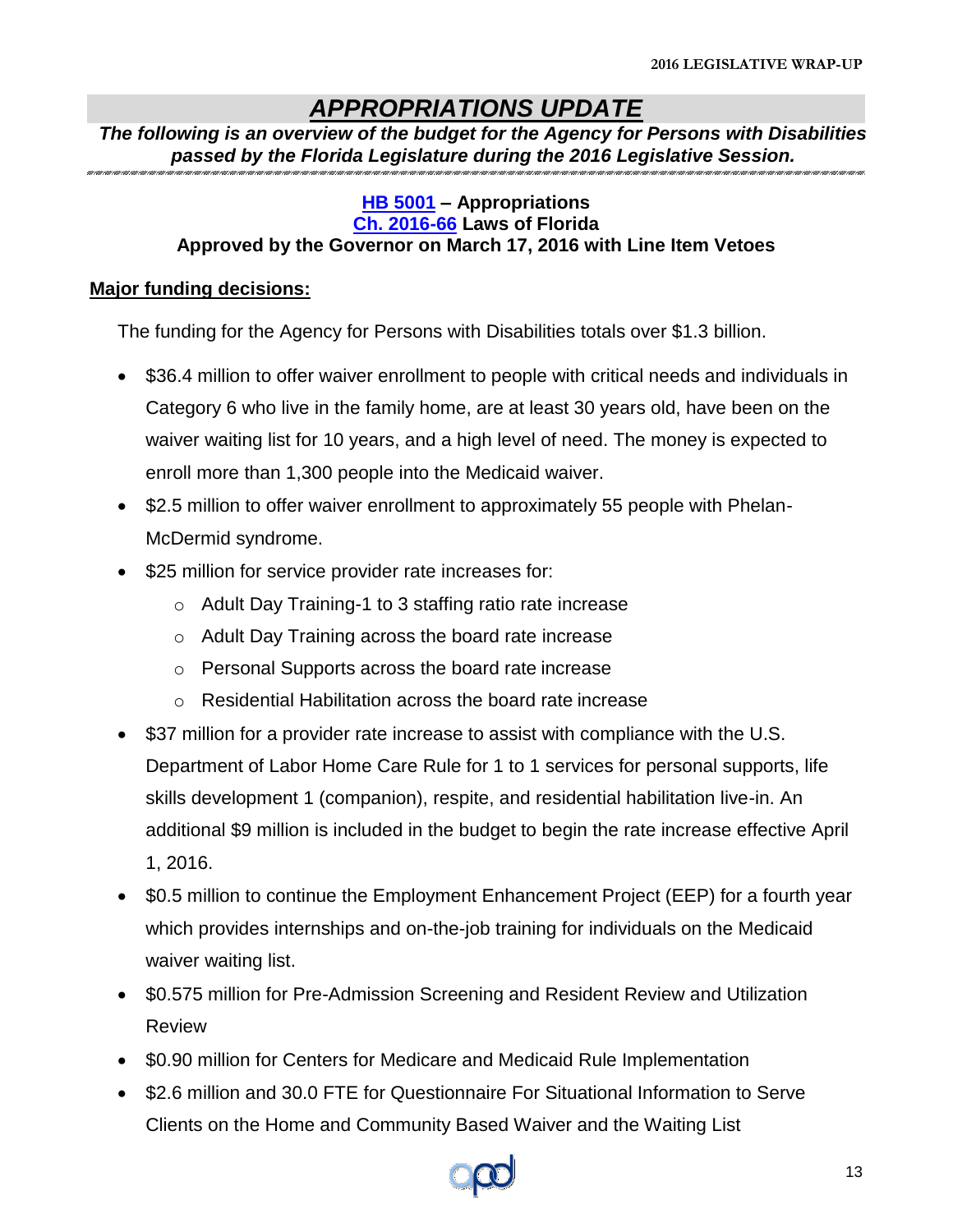# *APPROPRIATIONS UPDATE*

***The following is an overview of the budget for the Agency for Persons with Disabilities passed by the Florida Legislature during the 2016 Legislative Session.***

**HB 5001 – Appropriations**
**Ch. 2016-66 Laws of Florida**
**Approved by the Governor on March 17, 2016 with Line Item Vetoes**

**Major funding decisions:**

The funding for the Agency for Persons with Disabilities totals over $1.3 billion.

- $36.4 million to offer waiver enrollment to people with critical needs and individuals in Category 6 who live in the family home, are at least 30 years old, have been on the waiver waiting list for 10 years, and a high level of need. The money is expected to enroll more than 1,300 people into the Medicaid waiver.
- $2.5 million to offer waiver enrollment to approximately 55 people with Phelan-McDermid syndrome.
- $25 million for service provider rate increases for:
  - Adult Day Training-1 to 3 staffing ratio rate increase
  - Adult Day Training across the board rate increase
  - Personal Supports across the board rate increase
  - Residential Habilitation across the board rate increase
- $37 million for a provider rate increase to assist with compliance with the U.S. Department of Labor Home Care Rule for 1 to 1 services for personal supports, life skills development 1 (companion), respite, and residential habilitation live-in. An additional $9 million is included in the budget to begin the rate increase effective April 1, 2016.
- $0.5 million to continue the Employment Enhancement Project (EEP) for a fourth year which provides internships and on-the-job training for individuals on the Medicaid waiver waiting list.
- $0.575 million for Pre-Admission Screening and Resident Review and Utilization Review
- $0.90 million for Centers for Medicare and Medicaid Rule Implementation
- $2.6 million and 30.0 FTE for Questionnaire For Situational Information to Serve Clients on the Home and Community Based Waiver and the Waiting List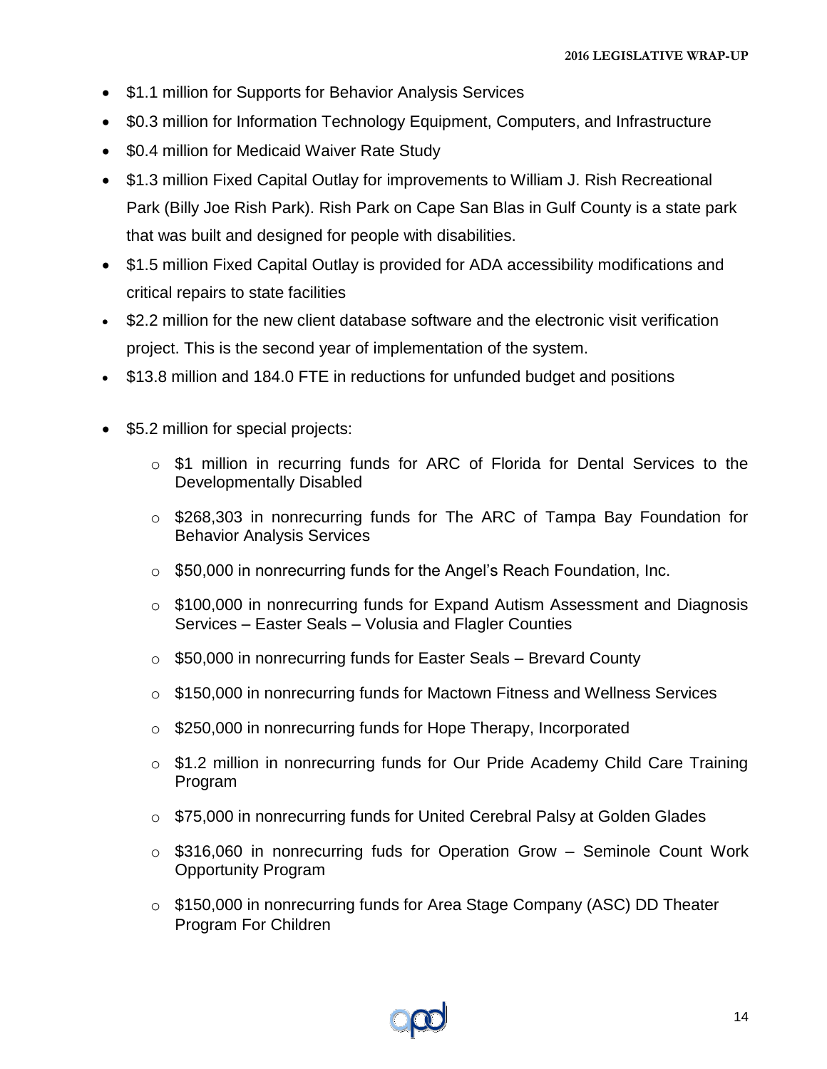- $1.1 million for Supports for Behavior Analysis Services
- $0.3 million for Information Technology Equipment, Computers, and Infrastructure
- $0.4 million for Medicaid Waiver Rate Study
- $1.3 million Fixed Capital Outlay for improvements to William J. Rish Recreational Park (Billy Joe Rish Park). Rish Park on Cape San Blas in Gulf County is a state park that was built and designed for people with disabilities.
- $1.5 million Fixed Capital Outlay is provided for ADA accessibility modifications and critical repairs to state facilities
- $2.2 million for the new client database software and the electronic visit verification project. This is the second year of implementation of the system.
- $13.8 million and 184.0 FTE in reductions for unfunded budget and positions
- $5.2 million for special projects:
  - $1 million in recurring funds for ARC of Florida for Dental Services to the Developmentally Disabled
  - $268,303 in nonrecurring funds for The ARC of Tampa Bay Foundation for Behavior Analysis Services
  - $50,000 in nonrecurring funds for the Angel's Reach Foundation, Inc.
  - $100,000 in nonrecurring funds for Expand Autism Assessment and Diagnosis Services – Easter Seals – Volusia and Flagler Counties
  - $50,000 in nonrecurring funds for Easter Seals – Brevard County
  - $150,000 in nonrecurring funds for Mactown Fitness and Wellness Services
  - $250,000 in nonrecurring funds for Hope Therapy, Incorporated
  - $1.2 million in nonrecurring funds for Our Pride Academy Child Care Training Program
  - $75,000 in nonrecurring funds for United Cerebral Palsy at Golden Glades
  - $316,060 in nonrecurring fuds for Operation Grow – Seminole Count Work Opportunity Program
  - $150,000 in nonrecurring funds for Area Stage Company (ASC) DD Theater Program For Children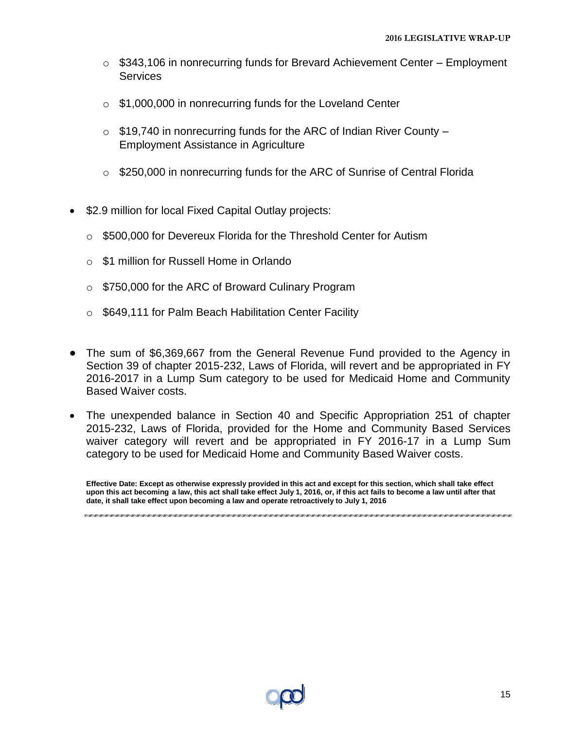- $343,106 in nonrecurring funds for Brevard Achievement Center – Employment Services
  - $1,000,000 in nonrecurring funds for the Loveland Center
  - $19,740 in nonrecurring funds for the ARC of Indian River County – Employment Assistance in Agriculture
  - $250,000 in nonrecurring funds for the ARC of Sunrise of Central Florida

- $2.9 million for local Fixed Capital Outlay projects:
  - $500,000 for Devereux Florida for the Threshold Center for Autism
  - $1 million for Russell Home in Orlando
  - $750,000 for the ARC of Broward Culinary Program
  - $649,111 for Palm Beach Habilitation Center Facility

- The sum of $6,369,667 from the General Revenue Fund provided to the Agency in Section 39 of chapter 2015-232, Laws of Florida, will revert and be appropriated in FY 2016-2017 in a Lump Sum category to be used for Medicaid Home and Community Based Waiver costs.

- The unexpended balance in Section 40 and Specific Appropriation 251 of chapter 2015-232, Laws of Florida, provided for the Home and Community Based Services waiver category will revert and be appropriated in FY 2016-17 in a Lump Sum category to be used for Medicaid Home and Community Based Waiver costs.

**Effective Date: Except as otherwise expressly provided in this act and except for this section, which shall take effect upon this act becoming a law, this act shall take effect July 1, 2016, or, if this act fails to become a law until after that date, it shall take effect upon becoming a law and operate retroactively to July 1, 2016**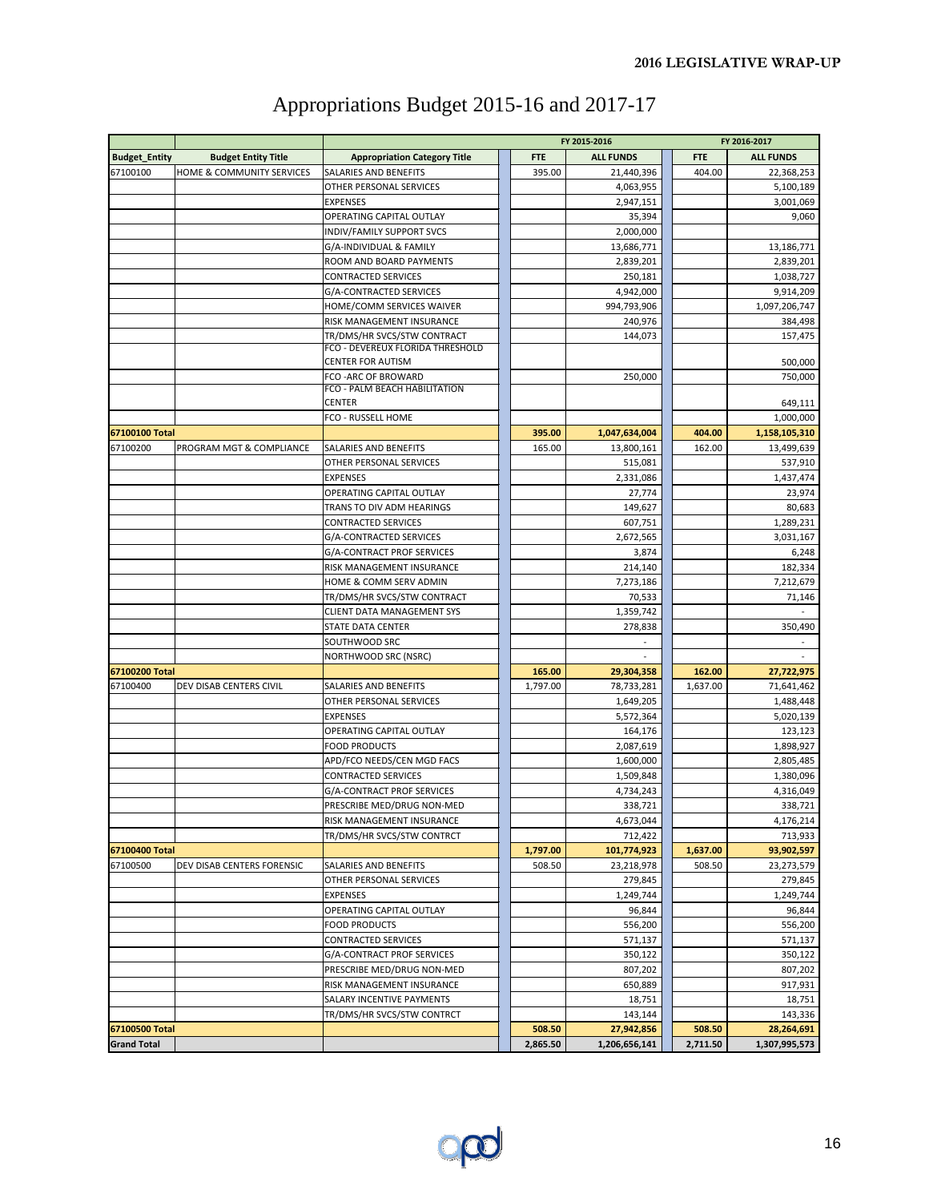# Appropriations Budget 2015-16 and 2017-17

| | | | FY 2015-2016 | | FY 2016-2017 | |
|---|---|---|---|---|---|---|
| **Budget_Entity** | **Budget Entity Title** | **Appropriation Category Title** | **FTE** | **ALL FUNDS** | **FTE** | **ALL FUNDS** |
| 67100100 | HOME & COMMUNITY SERVICES | SALARIES AND BENEFITS | 395.00 | 21,440,396 | 404.00 | 22,368,253 |
| | | OTHER PERSONAL SERVICES | | 4,063,955 | | 5,100,189 |
| | | EXPENSES | | 2,947,151 | | 3,001,069 |
| | | OPERATING CAPITAL OUTLAY | | 35,394 | | 9,060 |
| | | INDIV/FAMILY SUPPORT SVCS | | 2,000,000 | | |
| | | G/A-INDIVIDUAL & FAMILY | | 13,686,771 | | 13,186,771 |
| | | ROOM AND BOARD PAYMENTS | | 2,839,201 | | 2,839,201 |
| | | CONTRACTED SERVICES | | 250,181 | | 1,038,727 |
| | | G/A-CONTRACTED SERVICES | | 4,942,000 | | 9,914,209 |
| | | HOME/COMM SERVICES WAIVER | | 994,793,906 | | 1,097,206,747 |
| | | RISK MANAGEMENT INSURANCE | | 240,976 | | 384,498 |
| | | TR/DMS/HR SVCS/STW CONTRACT | | 144,073 | | 157,475 |
| | | FCO - DEVEREUX FLORIDA THRESHOLD CENTER FOR AUTISM | | | | 500,000 |
| | | FCO -ARC OF BROWARD | | 250,000 | | 750,000 |
| | | FCO - PALM BEACH HABILITATION CENTER | | | | 649,111 |
| | | FCO - RUSSELL HOME | | | | 1,000,000 |
| **67100100 Total** | | | **395.00** | **1,047,634,004** | **404.00** | **1,158,105,310** |
| 67100200 | PROGRAM MGT & COMPLIANCE | SALARIES AND BENEFITS | 165.00 | 13,800,161 | 162.00 | 13,499,639 |
| | | OTHER PERSONAL SERVICES | | 515,081 | | 537,910 |
| | | EXPENSES | | 2,331,086 | | 1,437,474 |
| | | OPERATING CAPITAL OUTLAY | | 27,774 | | 23,974 |
| | | TRANS TO DIV ADM HEARINGS | | 149,627 | | 80,683 |
| | | CONTRACTED SERVICES | | 607,751 | | 1,289,231 |
| | | G/A-CONTRACTED SERVICES | | 2,672,565 | | 3,031,167 |
| | | G/A-CONTRACT PROF SERVICES | | 3,874 | | 6,248 |
| | | RISK MANAGEMENT INSURANCE | | 214,140 | | 182,334 |
| | | HOME & COMM SERV ADMIN | | 7,273,186 | | 7,212,679 |
| | | TR/DMS/HR SVCS/STW CONTRACT | | 70,533 | | 71,146 |
| | | CLIENT DATA MANAGEMENT SYS | | 1,359,742 | | - |
| | | STATE DATA CENTER | | 278,838 | | 350,490 |
| | | SOUTHWOOD SRC | | - | | - |
| | | NORTHWOOD SRC (NSRC) | | - | | - |
| **67100200 Total** | | | **165.00** | **29,304,358** | **162.00** | **27,722,975** |
| 67100400 | DEV DISAB CENTERS CIVIL | SALARIES AND BENEFITS | 1,797.00 | 78,733,281 | 1,637.00 | 71,641,462 |
| | | OTHER PERSONAL SERVICES | | 1,649,205 | | 1,488,448 |
| | | EXPENSES | | 5,572,364 | | 5,020,139 |
| | | OPERATING CAPITAL OUTLAY | | 164,176 | | 123,123 |
| | | FOOD PRODUCTS | | 2,087,619 | | 1,898,927 |
| | | APD/FCO NEEDS/CEN MGD FACS | | 1,600,000 | | 2,805,485 |
| | | CONTRACTED SERVICES | | 1,509,848 | | 1,380,096 |
| | | G/A-CONTRACT PROF SERVICES | | 4,734,243 | | 4,316,049 |
| | | PRESCRIBE MED/DRUG NON-MED | | 338,721 | | 338,721 |
| | | RISK MANAGEMENT INSURANCE | | 4,673,044 | | 4,176,214 |
| | | TR/DMS/HR SVCS/STW CONTRCT | | 712,422 | | 713,933 |
| **67100400 Total** | | | **1,797.00** | **101,774,923** | **1,637.00** | **93,902,597** |
| 67100500 | DEV DISAB CENTERS FORENSIC | SALARIES AND BENEFITS | 508.50 | 23,218,978 | 508.50 | 23,273,579 |
| | | OTHER PERSONAL SERVICES | | 279,845 | | 279,845 |
| | | EXPENSES | | 1,249,744 | | 1,249,744 |
| | | OPERATING CAPITAL OUTLAY | | 96,844 | | 96,844 |
| | | FOOD PRODUCTS | | 556,200 | | 556,200 |
| | | CONTRACTED SERVICES | | 571,137 | | 571,137 |
| | | G/A-CONTRACT PROF SERVICES | | 350,122 | | 350,122 |
| | | PRESCRIBE MED/DRUG NON-MED | | 807,202 | | 807,202 |
| | | RISK MANAGEMENT INSURANCE | | 650,889 | | 917,931 |
| | | SALARY INCENTIVE PAYMENTS | | 18,751 | | 18,751 |
| | | TR/DMS/HR SVCS/STW CONTRCT | | 143,144 | | 143,336 |
| **67100500 Total** | | | **508.50** | **27,942,856** | **508.50** | **28,264,691** |
| **Grand Total** | | | **2,865.50** | **1,206,656,141** | **2,711.50** | **1,307,995,573** |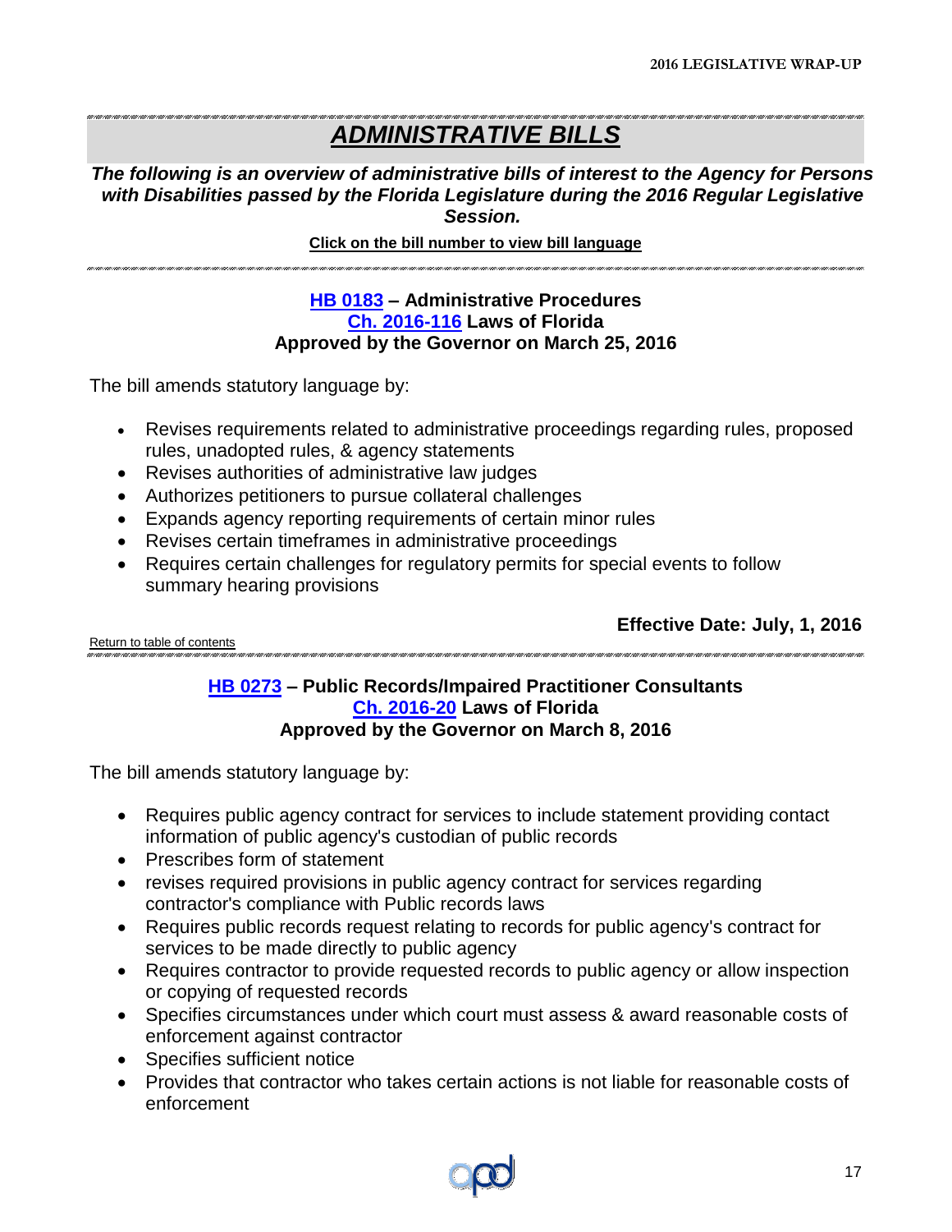# *ADMINISTRATIVE BILLS*

***The following is an overview of administrative bills of interest to the Agency for Persons with Disabilities passed by the Florida Legislature during the 2016 Regular Legislative Session.***

**Click on the bill number to view bill language**

### HB 0183 – Administrative Procedures
### Ch. 2016-116 Laws of Florida
### Approved by the Governor on March 25, 2016

The bill amends statutory language by:

- Revises requirements related to administrative proceedings regarding rules, proposed rules, unadopted rules, & agency statements
- Revises authorities of administrative law judges
- Authorizes petitioners to pursue collateral challenges
- Expands agency reporting requirements of certain minor rules
- Revises certain timeframes in administrative proceedings
- Requires certain challenges for regulatory permits for special events to follow summary hearing provisions

**Effective Date: July, 1, 2016**

Return to table of contents

### HB 0273 – Public Records/Impaired Practitioner Consultants
### Ch. 2016-20 Laws of Florida
### Approved by the Governor on March 8, 2016

The bill amends statutory language by:

- Requires public agency contract for services to include statement providing contact information of public agency's custodian of public records
- Prescribes form of statement
- revises required provisions in public agency contract for services regarding contractor's compliance with Public records laws
- Requires public records request relating to records for public agency's contract for services to be made directly to public agency
- Requires contractor to provide requested records to public agency or allow inspection or copying of requested records
- Specifies circumstances under which court must assess & award reasonable costs of enforcement against contractor
- Specifies sufficient notice
- Provides that contractor who takes certain actions is not liable for reasonable costs of enforcement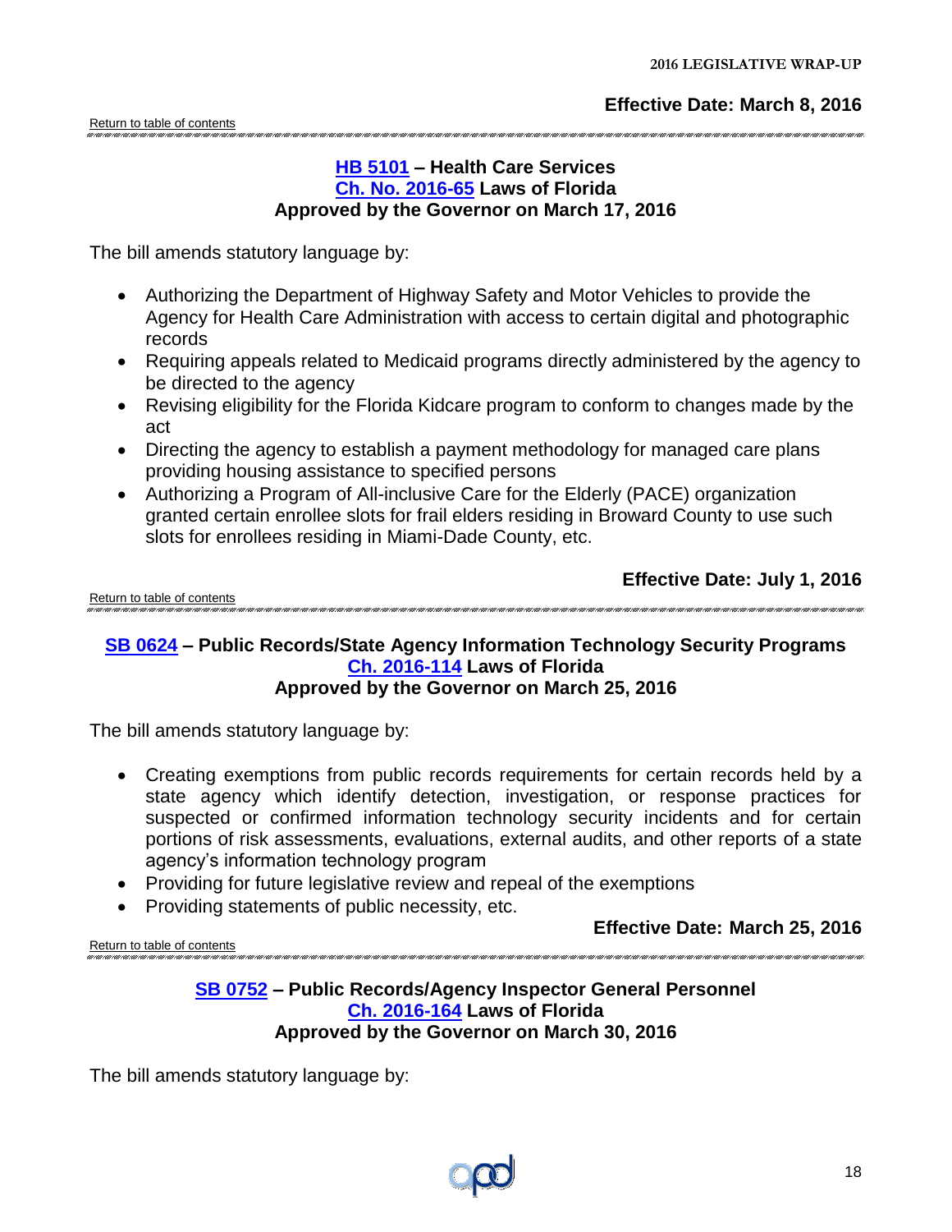**Effective Date: March 8, 2016**

Return to table of contents

### HB 5101 – Health Care Services
### Ch. No. 2016-65 Laws of Florida
### Approved by the Governor on March 17, 2016

The bill amends statutory language by:

- Authorizing the Department of Highway Safety and Motor Vehicles to provide the Agency for Health Care Administration with access to certain digital and photographic records
- Requiring appeals related to Medicaid programs directly administered by the agency to be directed to the agency
- Revising eligibility for the Florida Kidcare program to conform to changes made by the act
- Directing the agency to establish a payment methodology for managed care plans providing housing assistance to specified persons
- Authorizing a Program of All-inclusive Care for the Elderly (PACE) organization granted certain enrollee slots for frail elders residing in Broward County to use such slots for enrollees residing in Miami-Dade County, etc.

**Effective Date: July 1, 2016**

Return to table of contents

### SB 0624 – Public Records/State Agency Information Technology Security Programs
### Ch. 2016-114 Laws of Florida
### Approved by the Governor on March 25, 2016

The bill amends statutory language by:

- Creating exemptions from public records requirements for certain records held by a state agency which identify detection, investigation, or response practices for suspected or confirmed information technology security incidents and for certain portions of risk assessments, evaluations, external audits, and other reports of a state agency's information technology program
- Providing for future legislative review and repeal of the exemptions
- Providing statements of public necessity, etc.

**Effective Date: March 25, 2016**

Return to table of contents

### SB 0752 – Public Records/Agency Inspector General Personnel
### Ch. 2016-164 Laws of Florida
### Approved by the Governor on March 30, 2016

The bill amends statutory language by: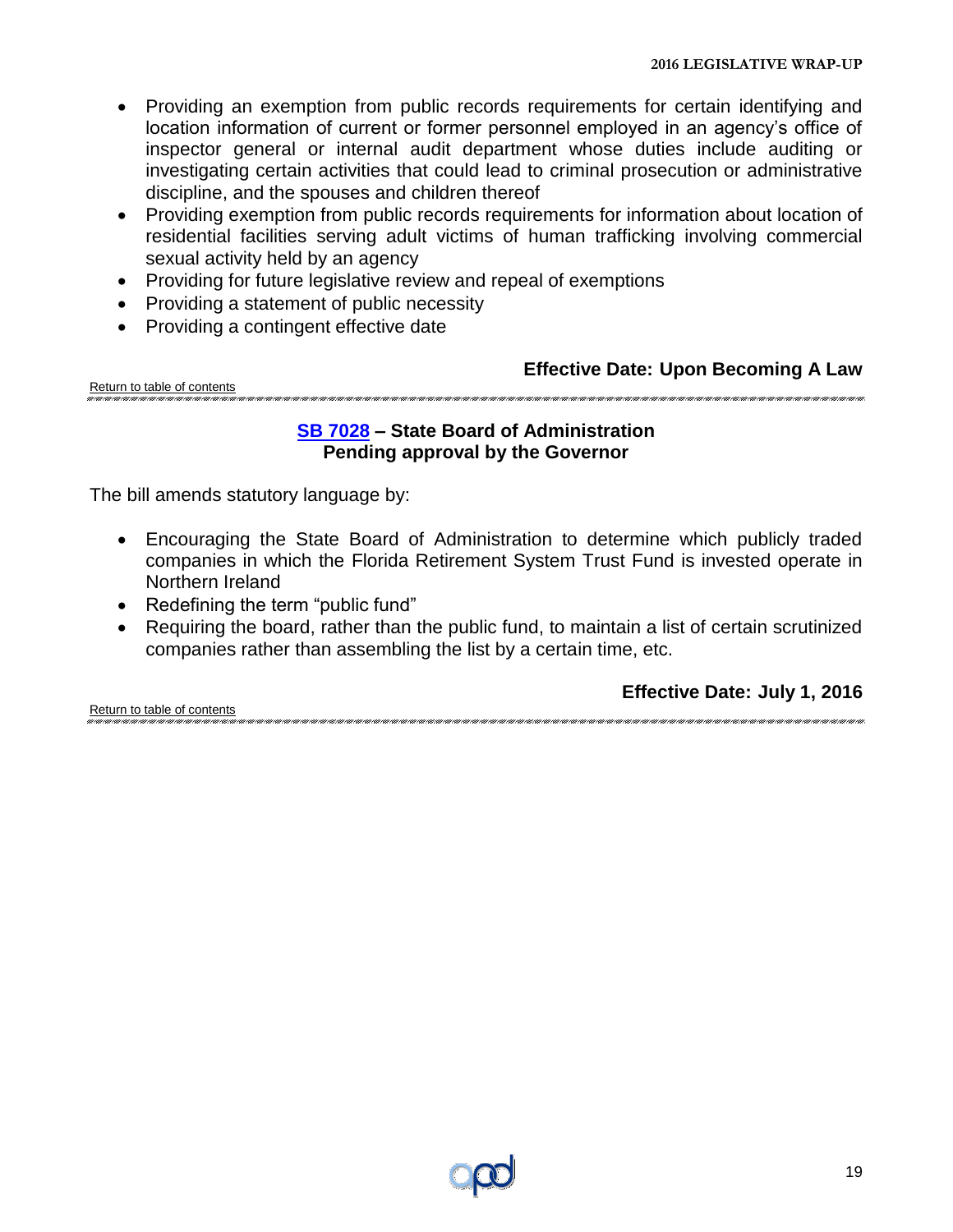- Providing an exemption from public records requirements for certain identifying and location information of current or former personnel employed in an agency's office of inspector general or internal audit department whose duties include auditing or investigating certain activities that could lead to criminal prosecution or administrative discipline, and the spouses and children thereof
- Providing exemption from public records requirements for information about location of residential facilities serving adult victims of human trafficking involving commercial sexual activity held by an agency
- Providing for future legislative review and repeal of exemptions
- Providing a statement of public necessity
- Providing a contingent effective date

**Effective Date: Upon Becoming A Law**

Return to table of contents

---

### SB 7028 – State Board of Administration
### Pending approval by the Governor

The bill amends statutory language by:

- Encouraging the State Board of Administration to determine which publicly traded companies in which the Florida Retirement System Trust Fund is invested operate in Northern Ireland
- Redefining the term "public fund"
- Requiring the board, rather than the public fund, to maintain a list of certain scrutinized companies rather than assembling the list by a certain time, etc.

**Effective Date: July 1, 2016**

Return to table of contents

---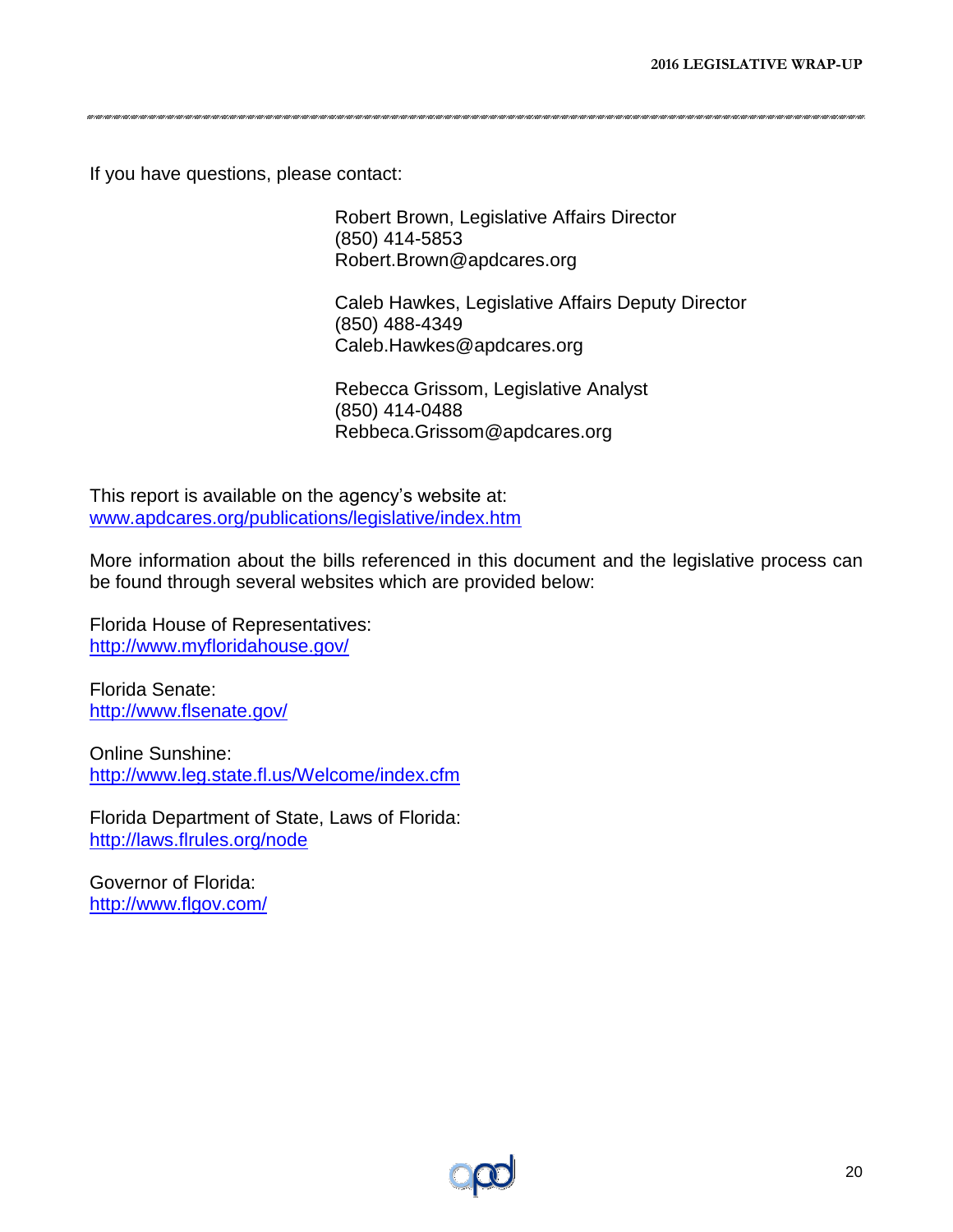If you have questions, please contact:

Robert Brown, Legislative Affairs Director
(850) 414-5853
Robert.Brown@apdcares.org

Caleb Hawkes, Legislative Affairs Deputy Director
(850) 488-4349
Caleb.Hawkes@apdcares.org

Rebecca Grissom, Legislative Analyst
(850) 414-0488
Rebbeca.Grissom@apdcares.org

This report is available on the agency's website at:
www.apdcares.org/publications/legislative/index.htm

More information about the bills referenced in this document and the legislative process can be found through several websites which are provided below:

Florida House of Representatives:
http://www.myfloridahouse.gov/

Florida Senate:
http://www.flsenate.gov/

Online Sunshine:
http://www.leg.state.fl.us/Welcome/index.cfm

Florida Department of State, Laws of Florida:
http://laws.flrules.org/node

Governor of Florida:
http://www.flgov.com/